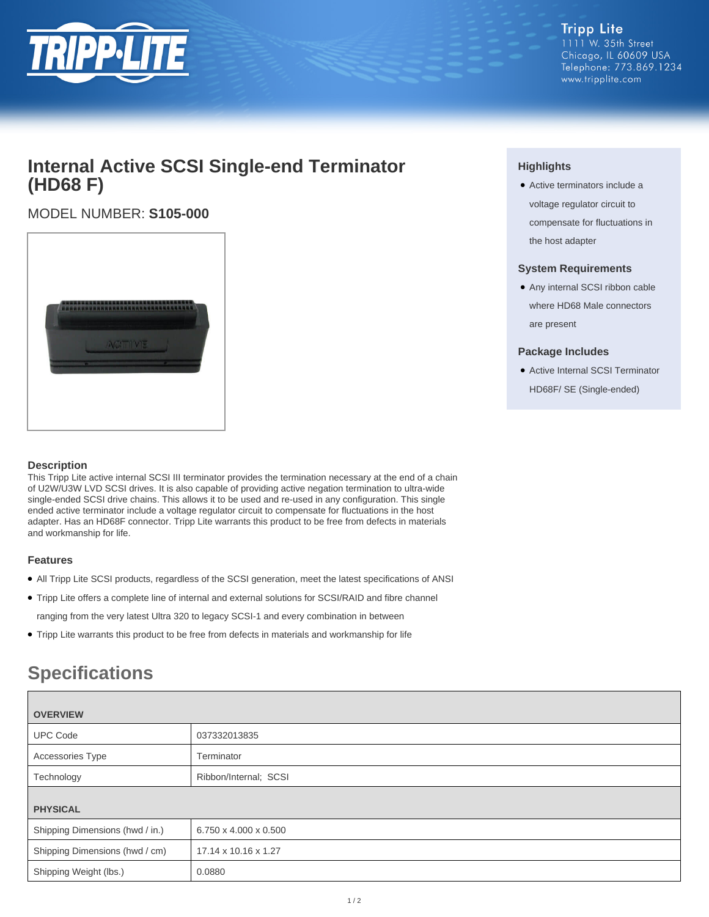Tripp Lite
1111 W. 35th Street
Chicago, IL 60609 USA
Telephone: 773.869.1234
www.tripplite.com

# Internal Active SCSI Single-end Terminator (HD68 F)

MODEL NUMBER: **S105-000**

## Highlights

- Active terminators include a voltage regulator circuit to compensate for fluctuations in the host adapter

## System Requirements

- Any internal SCSI ribbon cable where HD68 Male connectors are present

## Package Includes

- Active Internal SCSI Terminator HD68F/ SE (Single-ended)

## Description

This Tripp Lite active internal SCSI III terminator provides the termination necessary at the end of a chain of U2W/U3W LVD SCSI drives. It is also capable of providing active negation termination to ultra-wide single-ended SCSI drive chains. This allows it to be used and re-used in any configuration. This single ended active terminator include a voltage regulator circuit to compensate for fluctuations in the host adapter. Has an HD68F connector. Tripp Lite warrants this product to be free from defects in materials and workmanship for life.

## Features

- All Tripp Lite SCSI products, regardless of the SCSI generation, meet the latest specifications of ANSI
- Tripp Lite offers a complete line of internal and external solutions for SCSI/RAID and fibre channel ranging from the very latest Ultra 320 to legacy SCSI-1 and every combination in between
- Tripp Lite warrants this product to be free from defects in materials and workmanship for life

# Specifications

| OVERVIEW | |
|---|---|
| UPC Code | 037332013835 |
| Accessories Type | Terminator |
| Technology | Ribbon/Internal; SCSI |
| **PHYSICAL** | |
| Shipping Dimensions (hwd / in.) | 6.750 x 4.000 x 0.500 |
| Shipping Dimensions (hwd / cm) | 17.14 x 10.16 x 1.27 |
| Shipping Weight (lbs.) | 0.0880 |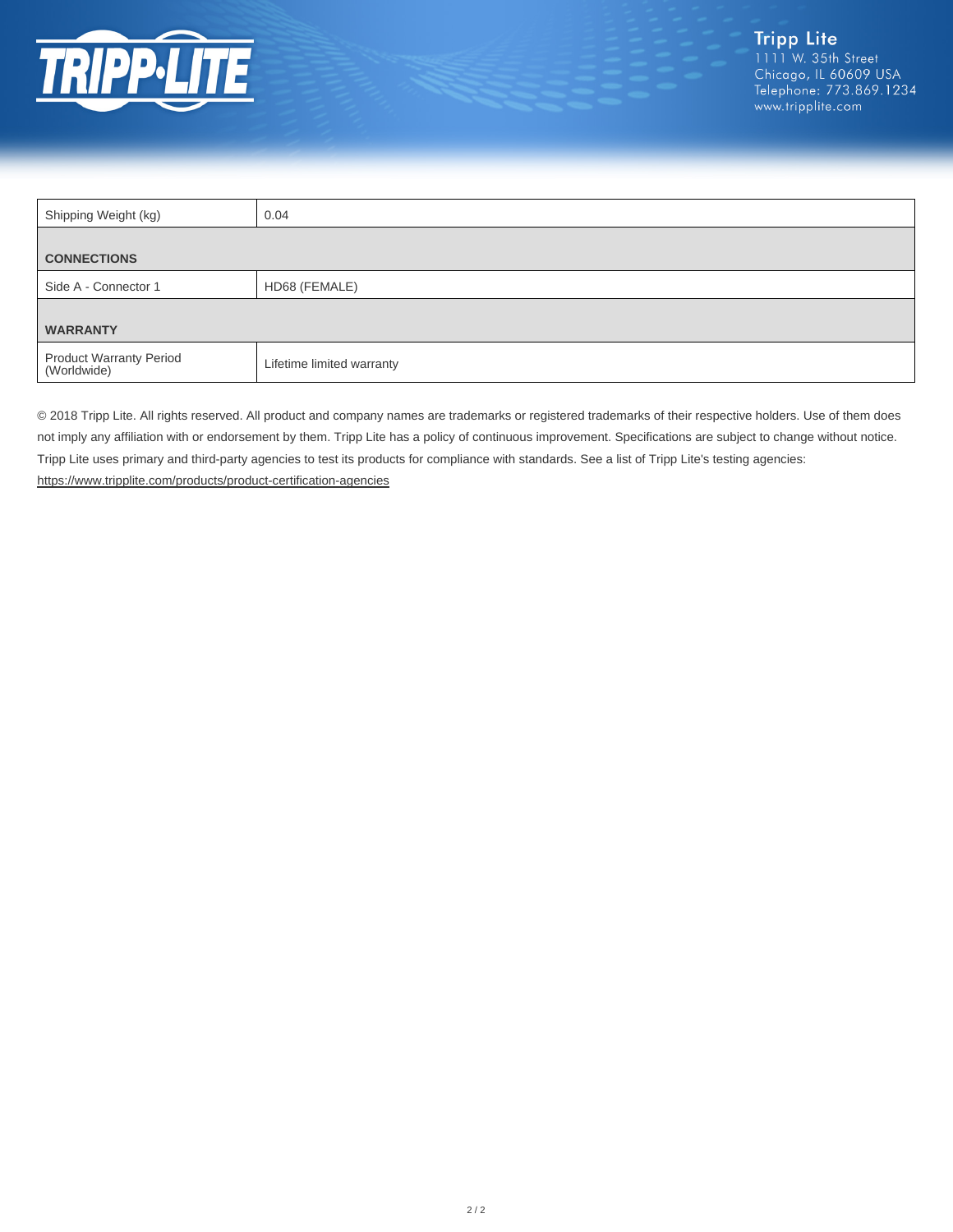| | |
|---|---|
| Shipping Weight (kg) | 0.04 |
| **CONNECTIONS** | |
| Side A - Connector 1 | HD68 (FEMALE) |
| **WARRANTY** | |
| Product Warranty Period (Worldwide) | Lifetime limited warranty |

© 2018 Tripp Lite. All rights reserved. All product and company names are trademarks or registered trademarks of their respective holders. Use of them does not imply any affiliation with or endorsement by them. Tripp Lite has a policy of continuous improvement. Specifications are subject to change without notice. Tripp Lite uses primary and third-party agencies to test its products for compliance with standards. See a list of Tripp Lite's testing agencies: https://www.tripplite.com/products/product-certification-agencies